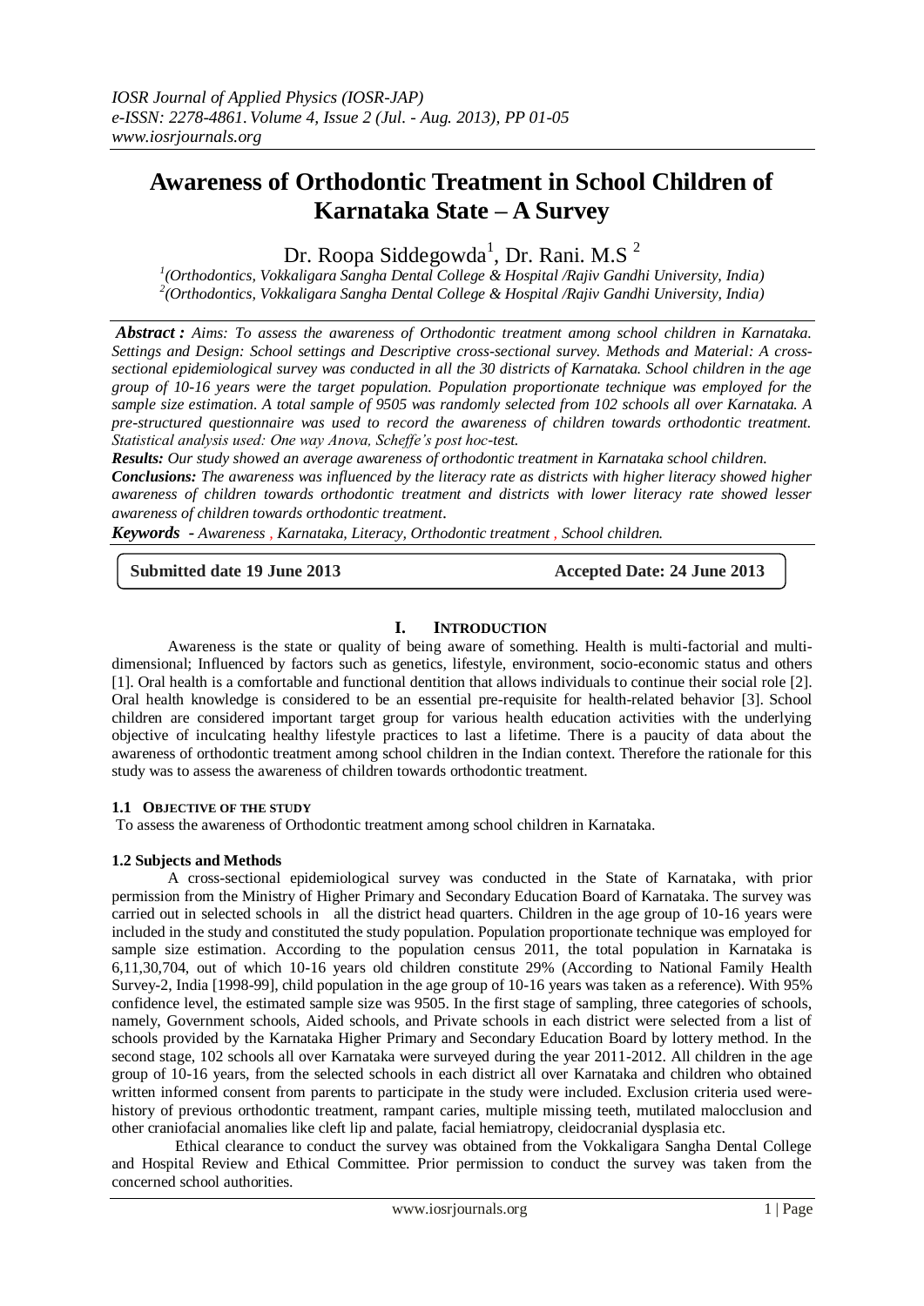# Awareness of Orthodontic Treatment in School Children of Karnataka State – A Survey

Dr. Roopa Siddegowda[1], Dr. Rani. M.S [2]

[1](Orthodontics, Vokkaligara Sangha Dental College & Hospital /Rajiv Gandhi University, India)
[2](Orthodontics, Vokkaligara Sangha Dental College & Hospital /Rajiv Gandhi University, India)

***Abstract :*** *Aims: To assess the awareness of Orthodontic treatment among school children in Karnataka. Settings and Design: School settings and Descriptive cross-sectional survey. Methods and Material: A cross-sectional epidemiological survey was conducted in all the 30 districts of Karnataka. School children in the age group of 10-16 years were the target population. Population proportionate technique was employed for the sample size estimation. A total sample of 9505 was randomly selected from 102 schools all over Karnataka. A pre-structured questionnaire was used to record the awareness of children towards orthodontic treatment. Statistical analysis used: One way Anova, Scheffe's post hoc-test.*

***Results:*** *Our study showed an average awareness of orthodontic treatment in Karnataka school children.*

***Conclusions:*** *The awareness was influenced by the literacy rate as districts with higher literacy showed higher awareness of children towards orthodontic treatment and districts with lower literacy rate showed lesser awareness of children towards orthodontic treatment.*

***Keywords*** *- Awareness , Karnataka, Literacy, Orthodontic treatment , School children.*

**Submitted date 19 June 2013** **Accepted Date: 24 June 2013**

## I. Introduction

Awareness is the state or quality of being aware of something. Health is multi-factorial and multi-dimensional; Influenced by factors such as genetics, lifestyle, environment, socio-economic status and others [1]. Oral health is a comfortable and functional dentition that allows individuals to continue their social role [2]. Oral health knowledge is considered to be an essential pre-requisite for health-related behavior [3]. School children are considered important target group for various health education activities with the underlying objective of inculcating healthy lifestyle practices to last a lifetime. There is a paucity of data about the awareness of orthodontic treatment among school children in the Indian context. Therefore the rationale for this study was to assess the awareness of children towards orthodontic treatment.

### 1.1 Objective of the study

To assess the awareness of Orthodontic treatment among school children in Karnataka.

### 1.2 Subjects and Methods

A cross-sectional epidemiological survey was conducted in the State of Karnataka, with prior permission from the Ministry of Higher Primary and Secondary Education Board of Karnataka. The survey was carried out in selected schools in all the district head quarters. Children in the age group of 10-16 years were included in the study and constituted the study population. Population proportionate technique was employed for sample size estimation. According to the population census 2011, the total population in Karnataka is 6,11,30,704, out of which 10-16 years old children constitute 29% (According to National Family Health Survey-2, India [1998-99], child population in the age group of 10-16 years was taken as a reference). With 95% confidence level, the estimated sample size was 9505. In the first stage of sampling, three categories of schools, namely, Government schools, Aided schools, and Private schools in each district were selected from a list of schools provided by the Karnataka Higher Primary and Secondary Education Board by lottery method. In the second stage, 102 schools all over Karnataka were surveyed during the year 2011-2012. All children in the age group of 10-16 years, from the selected schools in each district all over Karnataka and children who obtained written informed consent from parents to participate in the study were included. Exclusion criteria used were-history of previous orthodontic treatment, rampant caries, multiple missing teeth, mutilated malocclusion and other craniofacial anomalies like cleft lip and palate, facial hemiatropy, cleidocranial dysplasia etc.

Ethical clearance to conduct the survey was obtained from the Vokkaligara Sangha Dental College and Hospital Review and Ethical Committee. Prior permission to conduct the survey was taken from the concerned school authorities.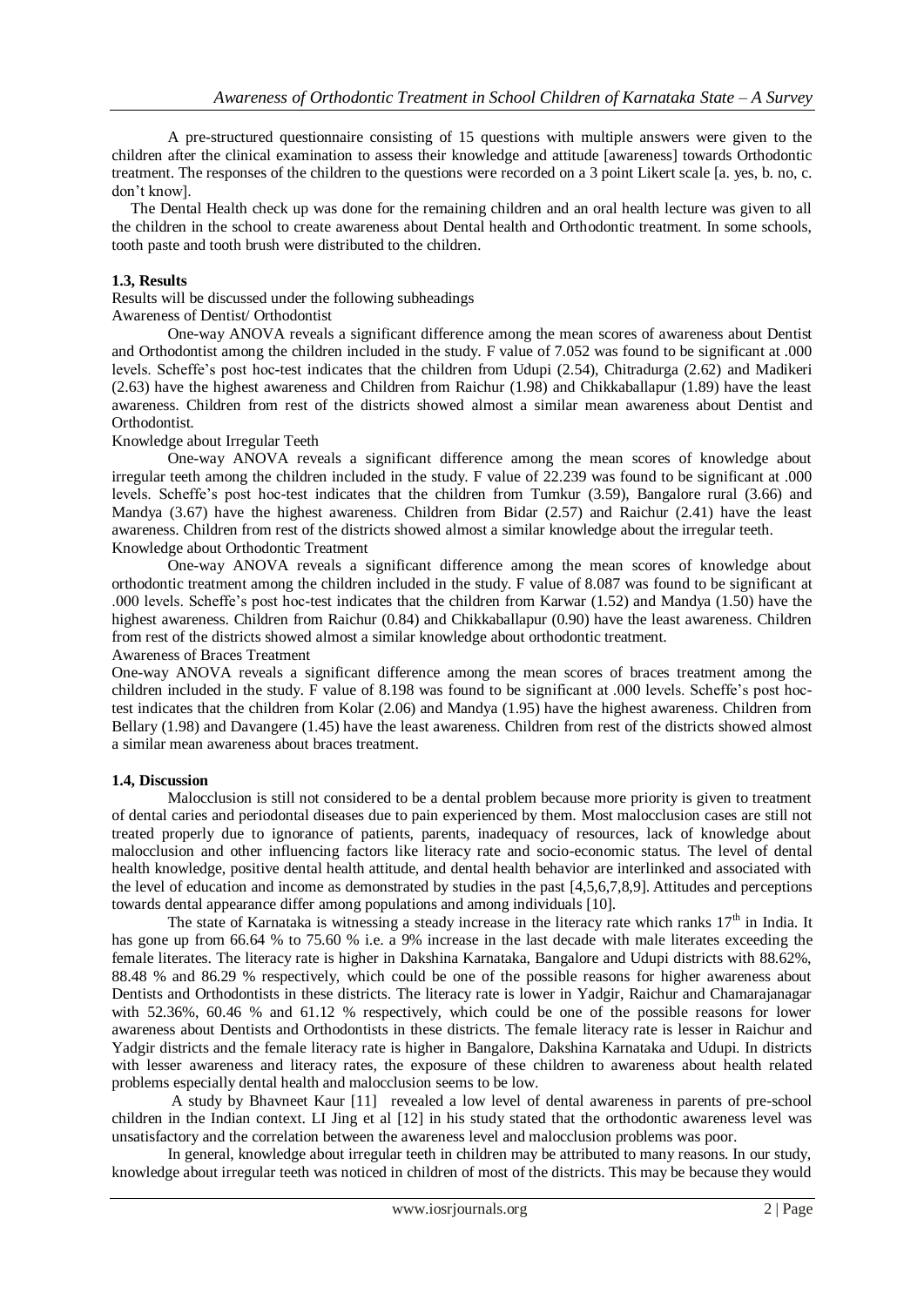A pre-structured questionnaire consisting of 15 questions with multiple answers were given to the children after the clinical examination to assess their knowledge and attitude [awareness] towards Orthodontic treatment. The responses of the children to the questions were recorded on a 3 point Likert scale [a. yes, b. no, c. don't know].

The Dental Health check up was done for the remaining children and an oral health lecture was given to all the children in the school to create awareness about Dental health and Orthodontic treatment. In some schools, tooth paste and tooth brush were distributed to the children.

### 1.3, Results

Results will be discussed under the following subheadings

Awareness of Dentist/ Orthodontist

One-way ANOVA reveals a significant difference among the mean scores of awareness about Dentist and Orthodontist among the children included in the study. F value of 7.052 was found to be significant at .000 levels. Scheffe's post hoc-test indicates that the children from Udupi (2.54), Chitradurga (2.62) and Madikeri (2.63) have the highest awareness and Children from Raichur (1.98) and Chikkaballapur (1.89) have the least awareness. Children from rest of the districts showed almost a similar mean awareness about Dentist and Orthodontist.

Knowledge about Irregular Teeth

One-way ANOVA reveals a significant difference among the mean scores of knowledge about irregular teeth among the children included in the study. F value of 22.239 was found to be significant at .000 levels. Scheffe's post hoc-test indicates that the children from Tumkur (3.59), Bangalore rural (3.66) and Mandya (3.67) have the highest awareness. Children from Bidar (2.57) and Raichur (2.41) have the least awareness. Children from rest of the districts showed almost a similar knowledge about the irregular teeth.

Knowledge about Orthodontic Treatment

One-way ANOVA reveals a significant difference among the mean scores of knowledge about orthodontic treatment among the children included in the study. F value of 8.087 was found to be significant at .000 levels. Scheffe's post hoc-test indicates that the children from Karwar (1.52) and Mandya (1.50) have the highest awareness. Children from Raichur (0.84) and Chikkaballapur (0.90) have the least awareness. Children from rest of the districts showed almost a similar knowledge about orthodontic treatment.

Awareness of Braces Treatment

One-way ANOVA reveals a significant difference among the mean scores of braces treatment among the children included in the study. F value of 8.198 was found to be significant at .000 levels. Scheffe's post hoc-test indicates that the children from Kolar (2.06) and Mandya (1.95) have the highest awareness. Children from Bellary (1.98) and Davangere (1.45) have the least awareness. Children from rest of the districts showed almost a similar mean awareness about braces treatment.

### 1.4, Discussion

Malocclusion is still not considered to be a dental problem because more priority is given to treatment of dental caries and periodontal diseases due to pain experienced by them. Most malocclusion cases are still not treated properly due to ignorance of patients, parents, inadequacy of resources, lack of knowledge about malocclusion and other influencing factors like literacy rate and socio-economic status. The level of dental health knowledge, positive dental health attitude, and dental health behavior are interlinked and associated with the level of education and income as demonstrated by studies in the past [4,5,6,7,8,9]. Attitudes and perceptions towards dental appearance differ among populations and among individuals [10].

The state of Karnataka is witnessing a steady increase in the literacy rate which ranks 17[th] in India. It has gone up from 66.64 % to 75.60 % i.e. a 9% increase in the last decade with male literates exceeding the female literates. The literacy rate is higher in Dakshina Karnataka, Bangalore and Udupi districts with 88.62%, 88.48 % and 86.29 % respectively, which could be one of the possible reasons for higher awareness about Dentists and Orthodontists in these districts. The literacy rate is lower in Yadgir, Raichur and Chamarajanagar with 52.36%, 60.46 % and 61.12 % respectively, which could be one of the possible reasons for lower awareness about Dentists and Orthodontists in these districts. The female literacy rate is lesser in Raichur and Yadgir districts and the female literacy rate is higher in Bangalore, Dakshina Karnataka and Udupi. In districts with lesser awareness and literacy rates, the exposure of these children to awareness about health related problems especially dental health and malocclusion seems to be low.

A study by Bhavneet Kaur [11] revealed a low level of dental awareness in parents of pre-school children in the Indian context. LI Jing et al [12] in his study stated that the orthodontic awareness level was unsatisfactory and the correlation between the awareness level and malocclusion problems was poor.

In general, knowledge about irregular teeth in children may be attributed to many reasons. In our study, knowledge about irregular teeth was noticed in children of most of the districts. This may be because they would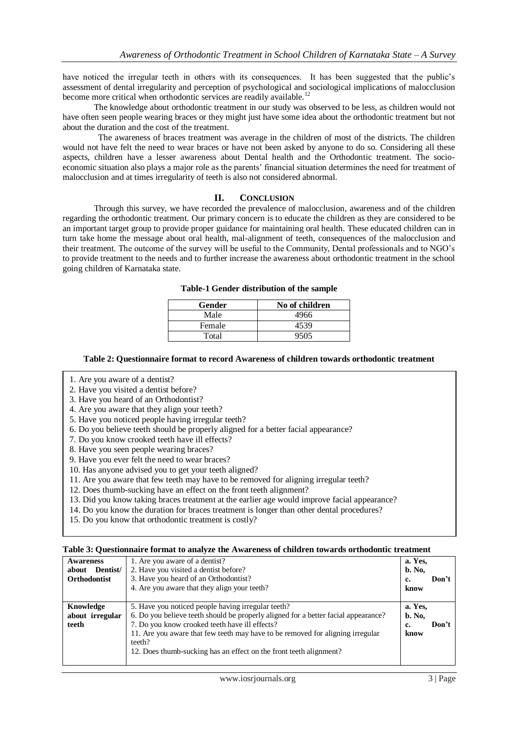have noticed the irregular teeth in others with its consequences. It has been suggested that the public's assessment of dental irregularity and perception of psychological and sociological implications of malocclusion become more critical when orthodontic services are readily available.[12]

The knowledge about orthodontic treatment in our study was observed to be less, as children would not have often seen people wearing braces or they might just have some idea about the orthodontic treatment but not about the duration and the cost of the treatment.

The awareness of braces treatment was average in the children of most of the districts. The children would not have felt the need to wear braces or have not been asked by anyone to do so. Considering all these aspects, children have a lesser awareness about Dental health and the Orthodontic treatment. The socio-economic situation also plays a major role as the parents' financial situation determines the need for treatment of malocclusion and at times irregularity of teeth is also not considered abnormal.

## II. Conclusion

Through this survey, we have recorded the prevalence of malocclusion, awareness and of the children regarding the orthodontic treatment. Our primary concern is to educate the children as they are considered to be an important target group to provide proper guidance for maintaining oral health. These educated children can in turn take home the message about oral health, mal-alignment of teeth, consequences of the malocclusion and their treatment. The outcome of the survey will be useful to the Community, Dental professionals and to NGO's to provide treatment to the needs and to further increase the awareness about orthodontic treatment in the school going children of Karnataka state.

**Table-1 Gender distribution of the sample**

| Gender | No of children |
|---|---|
| Male | 4966 |
| Female | 4539 |
| Total | 9505 |

**Table 2: Questionnaire format to record Awareness of children towards orthodontic treatment**

1. Are you aware of a dentist?
2. Have you visited a dentist before?
3. Have you heard of an Orthodontist?
4. Are you aware that they align your teeth?
5. Have you noticed people having irregular teeth?
6. Do you believe teeth should be properly aligned for a better facial appearance?
7. Do you know crooked teeth have ill effects?
8. Have you seen people wearing braces?
9. Have you ever felt the need to wear braces?
10. Has anyone advised you to get your teeth aligned?
11. Are you aware that few teeth may have to be removed for aligning irregular teeth?
12. Does thumb-sucking have an effect on the front teeth alignment?
13. Did you know taking braces treatment at the earlier age would improve facial appearance?
14. Do you know the duration for braces treatment is longer than other dental procedures?
15. Do you know that orthodontic treatment is costly?

**Table 3: Questionnaire format to analyze the Awareness of children towards orthodontic treatment**

| | | |
|---|---|---|
| **Awareness about Dentist/ Orthodontist** | 1. Are you aware of a dentist?<br>2. Have you visited a dentist before?<br>3. Have you heard of an Orthodontist?<br>4. Are you aware that they align your teeth? | **a. Yes,<br>b. No,<br>c. Don't know** |
| **Knowledge about irregular teeth** | 5. Have you noticed people having irregular teeth?<br>6. Do you believe teeth should be properly aligned for a better facial appearance?<br>7. Do you know crooked teeth have ill effects?<br>11. Are you aware that few teeth may have to be removed for aligning irregular teeth?<br>12. Does thumb-sucking has an effect on the front teeth alignment? | **a. Yes,<br>b. No,<br>c. Don't know** |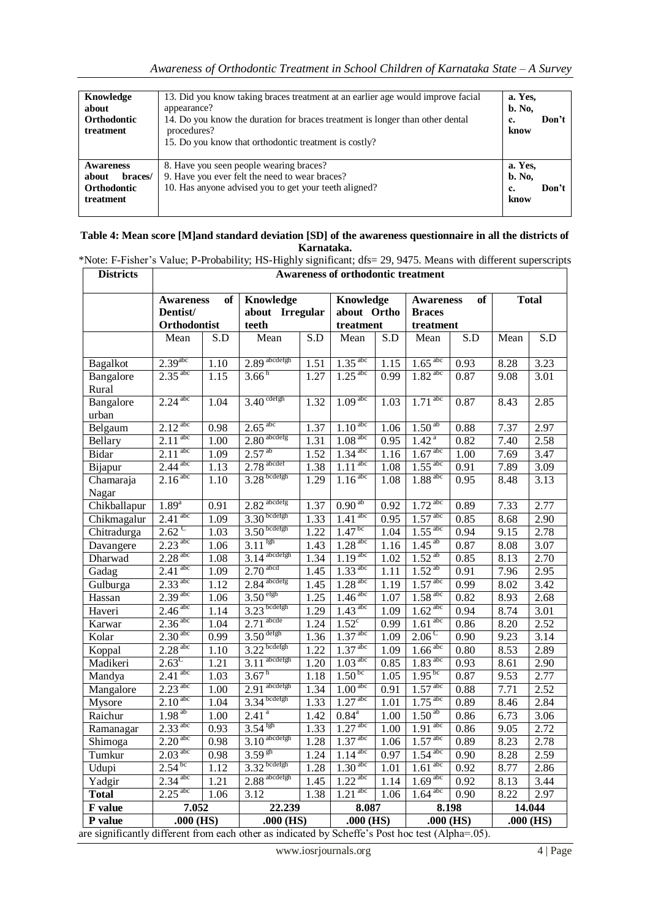| Knowledge about Orthodontic treatment | 13. Did you know taking braces treatment at an earlier age would improve facial appearance?<br>14. Do you know the duration for braces treatment is longer than other dental procedures?<br>15. Do you know that orthodontic treatment is costly? | a. Yes,<br>b. No,<br>c. Don't know |
|---|---|---|
| Awareness about braces/ Orthodontic treatment | 8. Have you seen people wearing braces?<br>9. Have you ever felt the need to wear braces?<br>10. Has anyone advised you to get your teeth aligned? | a. Yes,<br>b. No,<br>c. Don't know |

**Table 4: Mean score [M]and standard deviation [SD] of the awareness questionnaire in all the districts of Karnataka.**

*Note: F-Fisher's Value; P-Probability; HS-Highly significant; dfs= 29, 9475. Means with different superscripts are significantly different from each other as indicated by Scheffe's Post hoc test (Alpha=.05).

| Districts | Awareness of orthodontic treatment | | | | | | | | | |
|---|---|---|---|---|---|---|---|---|---|---|
| | Awareness of Dentist/ Orthodontist | | Knowledge about Irregular teeth | | Knowledge about Ortho treatment | | Awareness of Braces treatment | | Total | |
| | Mean | S.D | Mean | S.D | Mean | S.D | Mean | S.D | Mean | S.D |
| Bagalkot | 2.39[abc] | 1.10 | 2.89[abcdefgh] | 1.51 | 1.35[abc] | 1.15 | 1.65[abc] | 0.93 | 8.28 | 3.23 |
| Bangalore Rural | 2.35[abc] | 1.15 | 3.66[h] | 1.27 | 1.25[abc] | 0.99 | 1.82[abc] | 0.87 | 9.08 | 3.01 |
| Bangalore urban | 2.24[abc] | 1.04 | 3.40[cdefgh] | 1.32 | 1.09[abc] | 1.03 | 1.71[abc] | 0.87 | 8.43 | 2.85 |
| Belgaum | 2.12[abc] | 0.98 | 2.65[abc] | 1.37 | 1.10[abc] | 1.06 | 1.50[ab] | 0.88 | 7.37 | 2.97 |
| Bellary | 2.11[abc] | 1.00 | 2.80[abcdefg] | 1.31 | 1.08[abc] | 0.95 | 1.42[a] | 0.82 | 7.40 | 2.58 |
| Bidar | 2.11[abc] | 1.09 | 2.57[ab] | 1.52 | 1.34[abc] | 1.16 | 1.67[abc] | 1.00 | 7.69 | 3.47 |
| Bijapur | 2.44[abc] | 1.13 | 2.78[abcdef] | 1.38 | 1.11[abc] | 1.08 | 1.55[abc] | 0.91 | 7.89 | 3.09 |
| Chamaraja Nagar | 2.16[abc] | 1.10 | 3.28[bcdefgh] | 1.29 | 1.16[abc] | 1.08 | 1.88[abc] | 0.95 | 8.48 | 3.13 |
| Chikballapur | 1.89[a] | 0.91 | 2.82[abcdefg] | 1.37 | 0.90[ab] | 0.92 | 1.72[abc] | 0.89 | 7.33 | 2.77 |
| Chikmagalur | 2.41[abc] | 1.09 | 3.30[bcdefgh] | 1.33 | 1.41[abc] | 0.95 | 1.57[abc] | 0.85 | 8.68 | 2.90 |
| Chitradurga | 2.62[C] | 1.03 | 3.50[bcdefgh] | 1.22 | 1.47[bc] | 1.04 | 1.55[abc] | 0.94 | 9.15 | 2.78 |
| Davangere | 2.23[abc] | 1.06 | 3.11[fgh] | 1.43 | 1.28[abc] | 1.16 | 1.45[ab] | 0.87 | 8.08 | 3.07 |
| Dharwad | 2.28[abc] | 1.08 | 3.14[abcdefgh] | 1.34 | 1.19[abc] | 1.02 | 1.52[ab] | 0.85 | 8.13 | 2.70 |
| Gadag | 2.41[abc] | 1.09 | 2.70[abcd] | 1.45 | 1.33[abc] | 1.11 | 1.52[ab] | 0.91 | 7.96 | 2.95 |
| Gulburga | 2.33[abc] | 1.12 | 2.84[abcdefg] | 1.45 | 1.28[abc] | 1.19 | 1.57[abc] | 0.99 | 8.02 | 3.42 |
| Hassan | 2.39[abc] | 1.06 | 3.50[efgh] | 1.25 | 1.46[abc] | 1.07 | 1.58[abc] | 0.82 | 8.93 | 2.68 |
| Haveri | 2.46[abc] | 1.14 | 3.23[bcdefgh] | 1.29 | 1.43[abc] | 1.09 | 1.62[abc] | 0.94 | 8.74 | 3.01 |
| Karwar | 2.36[abc] | 1.04 | 2.71[abcde] | 1.24 | 1.52[c] | 0.99 | 1.61[abc] | 0.86 | 8.20 | 2.52 |
| Kolar | 2.30[abc] | 0.99 | 3.50[defgh] | 1.36 | 1.37[abc] | 1.09 | 2.06[C] | 0.90 | 9.23 | 3.14 |
| Koppal | 2.28[abc] | 1.10 | 3.22[bcdefgh] | 1.22 | 1.37[abc] | 1.09 | 1.66[abc] | 0.80 | 8.53 | 2.89 |
| Madikeri | 2.63[C] | 1.21 | 3.11[abcdefgh] | 1.20 | 1.03[abc] | 0.85 | 1.83[abc] | 0.93 | 8.61 | 2.90 |
| Mandya | 2.41[abc] | 1.03 | 3.67[h] | 1.18 | 1.50[bc] | 1.05 | 1.95[bc] | 0.87 | 9.53 | 2.77 |
| Mangalore | 2.23[abc] | 1.00 | 2.91[abcdefgh] | 1.34 | 1.00[abc] | 0.91 | 1.57[abc] | 0.88 | 7.71 | 2.52 |
| Mysore | 2.10[abc] | 1.04 | 3.34[bcdefgh] | 1.33 | 1.27[abc] | 1.01 | 1.75[abc] | 0.89 | 8.46 | 2.84 |
| Raichur | 1.98[ab] | 1.00 | 2.41[a] | 1.42 | 0.84[a] | 1.00 | 1.50[ab] | 0.86 | 6.73 | 3.06 |
| Ramanagar | 2.33[abc] | 0.93 | 3.54[fgh] | 1.33 | 1.27[abc] | 1.00 | 1.91[abc] | 0.86 | 9.05 | 2.72 |
| Shimoga | 2.20[abc] | 0.98 | 3.10[abcdefgh] | 1.28 | 1.37[abc] | 1.06 | 1.57[abc] | 0.89 | 8.23 | 2.78 |
| Tumkur | 2.03[abc] | 0.98 | 3.59[gh] | 1.24 | 1.14[abc] | 0.97 | 1.54[abc] | 0.90 | 8.28 | 2.59 |
| Udupi | 2.54[bc] | 1.12 | 3.32[bcdefgh] | 1.28 | 1.30[abc] | 1.01 | 1.61[abc] | 0.92 | 8.77 | 2.86 |
| Yadgir | 2.34[abc] | 1.21 | 2.88[abcdefgh] | 1.45 | 1.22[abc] | 1.14 | 1.69[abc] | 0.92 | 8.13 | 3.44 |
| **Total** | 2.25[abc] | 1.06 | 3.12 | 1.38 | 1.21[abc] | 1.06 | 1.64[abc] | 0.90 | 8.22 | 2.97 |
| **F value** | 7.052 | | 22.239 | | 8.087 | | 8.198 | | 14.044 | |
| **P value** | .000 (HS) | | .000 (HS) | | .000 (HS) | | .000 (HS) | | .000 (HS) | |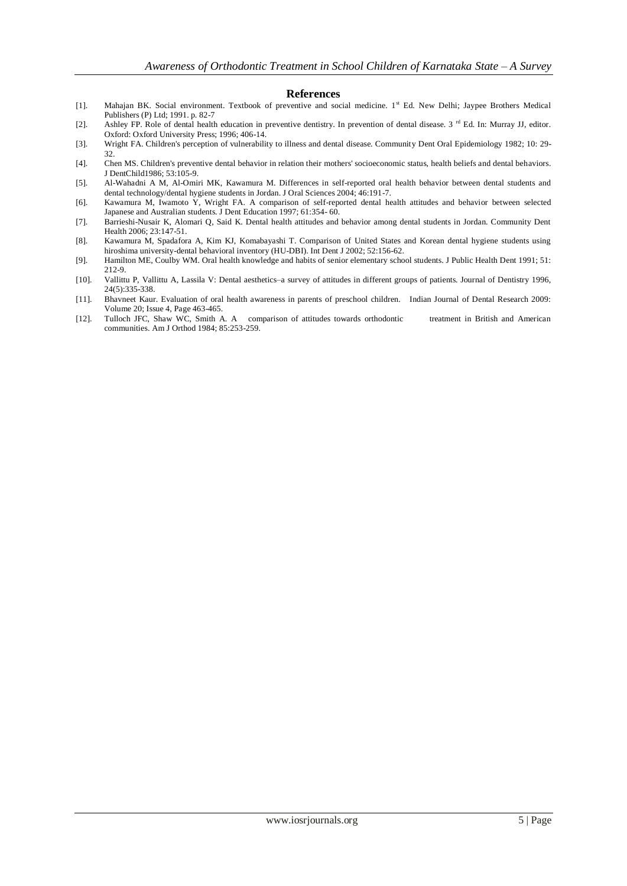## References

[1]. Mahajan BK. Social environment. Textbook of preventive and social medicine. 1st Ed. New Delhi; Jaypee Brothers Medical Publishers (P) Ltd; 1991. p. 82-7

[2]. Ashley FP. Role of dental health education in preventive dentistry. In prevention of dental disease. 3 rd Ed. In: Murray JJ, editor. Oxford: Oxford University Press; 1996; 406-14.

[3]. Wright FA. Children's perception of vulnerability to illness and dental disease. Community Dent Oral Epidemiology 1982; 10: 29-32.

[4]. Chen MS. Children's preventive dental behavior in relation their mothers' socioeconomic status, health beliefs and dental behaviors. J DentChild1986; 53:105-9.

[5]. Al-Wahadni A M, Al-Omiri MK, Kawamura M. Differences in self-reported oral health behavior between dental students and dental technology/dental hygiene students in Jordan. J Oral Sciences 2004; 46:191-7.

[6]. Kawamura M, Iwamoto Y, Wright FA. A comparison of self-reported dental health attitudes and behavior between selected Japanese and Australian students. J Dent Education 1997; 61:354- 60.

[7]. Barrieshi-Nusair K, Alomari Q, Said K. Dental health attitudes and behavior among dental students in Jordan. Community Dent Health 2006; 23:147-51.

[8]. Kawamura M, Spadafora A, Kim KJ, Komabayashi T. Comparison of United States and Korean dental hygiene students using hiroshima university-dental behavioral inventory (HU-DBI). Int Dent J 2002; 52:156-62.

[9]. Hamilton ME, Coulby WM. Oral health knowledge and habits of senior elementary school students. J Public Health Dent 1991; 51: 212-9.

[10]. Vallittu P, Vallittu A, Lassila V: Dental aesthetics–a survey of attitudes in different groups of patients. Journal of Dentistry 1996, 24(5):335-338.

[11]. Bhavneet Kaur. Evaluation of oral health awareness in parents of preschool children. Indian Journal of Dental Research 2009: Volume 20; Issue 4, Page 463-465.

[12]. Tulloch JFC, Shaw WC, Smith A. A comparison of attitudes towards orthodontic treatment in British and American communities. Am J Orthod 1984; 85:253-259.